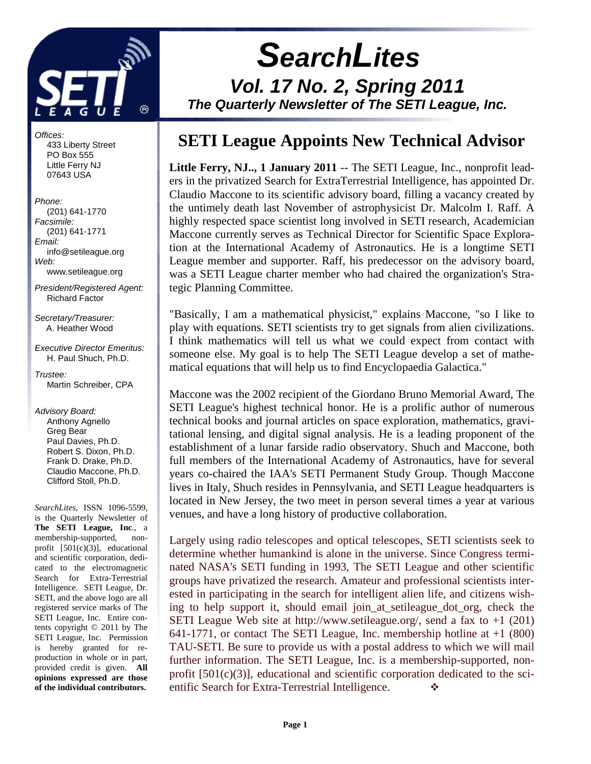# SearchLites

## Vol. 17 No. 2, Spring 2011

### The Quarterly Newsletter of The SETI League, Inc.

*Offices:*
433 Liberty Street
PO Box 555
Little Ferry NJ
07643 USA

*Phone:*
(201) 641-1770
*Facsimile:*
(201) 641-1771
*Email:*
info@setileague.org
*Web:*
www.setileague.org

*President/Registered Agent:*
Richard Factor

*Secretary/Treasurer:*
A. Heather Wood

*Executive Director Emeritus:*
H. Paul Shuch, Ph.D.

*Trustee:*
Martin Schreiber, CPA

*Advisory Board:*
Anthony Agnello
Greg Bear
Paul Davies, Ph.D.
Robert S. Dixon, Ph.D.
Frank D. Drake, Ph.D.
Claudio Maccone, Ph.D.
Clifford Stoll, Ph.D.

*SearchLites*, ISSN 1096-5599, is the Quarterly Newsletter of **The SETI League, Inc**., a membership-supported, nonprofit [501(c)(3)], educational and scientific corporation, dedicated to the electromagnetic Search for Extra-Terrestrial Intelligence. SETI League, Dr. SETI, and the above logo are all registered service marks of The SETI League, Inc. Entire contents copyright © 2011 by The SETI League, Inc. Permission is hereby granted for reproduction in whole or in part, provided credit is given. **All opinions expressed are those of the individual contributors.**

## SETI League Appoints New Technical Advisor

**Little Ferry, NJ.., 1 January 2011** -- The SETI League, Inc., nonprofit leaders in the privatized Search for ExtraTerrestrial Intelligence, has appointed Dr. Claudio Maccone to its scientific advisory board, filling a vacancy created by the untimely death last November of astrophysicist Dr. Malcolm I. Raff. A highly respected space scientist long involved in SETI research, Academician Maccone currently serves as Technical Director for Scientific Space Exploration at the International Academy of Astronautics. He is a longtime SETI League member and supporter. Raff, his predecessor on the advisory board, was a SETI League charter member who had chaired the organization's Strategic Planning Committee.

"Basically, I am a mathematical physicist," explains Maccone, "so I like to play with equations. SETI scientists try to get signals from alien civilizations. I think mathematics will tell us what we could expect from contact with someone else. My goal is to help The SETI League develop a set of mathematical equations that will help us to find Encyclopaedia Galactica."

Maccone was the 2002 recipient of the Giordano Bruno Memorial Award, The SETI League's highest technical honor. He is a prolific author of numerous technical books and journal articles on space exploration, mathematics, gravitational lensing, and digital signal analysis. He is a leading proponent of the establishment of a lunar farside radio observatory. Shuch and Maccone, both full members of the International Academy of Astronautics, have for several years co-chaired the IAA's SETI Permanent Study Group. Though Maccone lives in Italy, Shuch resides in Pennsylvania, and SETI League headquarters is located in New Jersey, the two meet in person several times a year at various venues, and have a long history of productive collaboration.

Largely using radio telescopes and optical telescopes, SETI scientists seek to determine whether humankind is alone in the universe. Since Congress terminated NASA's SETI funding in 1993, The SETI League and other scientific groups have privatized the research. Amateur and professional scientists interested in participating in the search for intelligent alien life, and citizens wishing to help support it, should email join_at_setileague_dot_org, check the SETI League Web site at http://www.setileague.org/, send a fax to +1 (201) 641-1771, or contact The SETI League, Inc. membership hotline at +1 (800) TAU-SETI. Be sure to provide us with a postal address to which we will mail further information. The SETI League, Inc. is a membership-supported, nonprofit [501(c)(3)], educational and scientific corporation dedicated to the scientific Search for Extra-Terrestrial Intelligence. ❖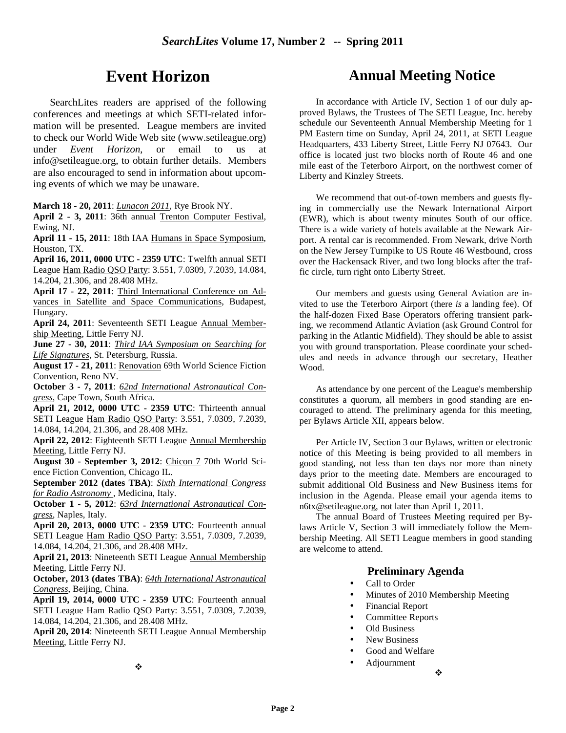# Event Horizon

SearchLites readers are apprised of the following conferences and meetings at which SETI-related information will be presented. League members are invited to check our World Wide Web site (www.setileague.org) under *Event Horizon*, or email to us at info@setileague.org, to obtain further details. Members are also encouraged to send in information about upcoming events of which we may be unaware.

**March 18 - 20, 2011**: *Lunacon 2011*, Rye Brook NY.
**April 2 - 3, 2011**: 36th annual Trenton Computer Festival, Ewing, NJ.
**April 11 - 15, 2011**: 18th IAA Humans in Space Symposium, Houston, TX.
**April 16, 2011, 0000 UTC - 2359 UTC**: Twelfth annual SETI League Ham Radio QSO Party: 3.551, 7.0309, 7.2039, 14.084, 14.204, 21.306, and 28.408 MHz.
**April 17 - 22, 2011**: Third International Conference on Advances in Satellite and Space Communications, Budapest, Hungary.
**April 24, 2011**: Seventeenth SETI League Annual Membership Meeting, Little Ferry NJ.
**June 27 - 30, 2011**: *Third IAA Symposium on Searching for Life Signatures*, St. Petersburg, Russia.
**August 17 - 21, 2011**: Renovation 69th World Science Fiction Convention, Reno NV.
**October 3 - 7, 2011**: *62nd International Astronautical Congress*, Cape Town, South Africa.
**April 21, 2012, 0000 UTC - 2359 UTC**: Thirteenth annual SETI League Ham Radio QSO Party: 3.551, 7.0309, 7.2039, 14.084, 14.204, 21.306, and 28.408 MHz.
**April 22, 2012**: Eighteenth SETI League Annual Membership Meeting, Little Ferry NJ.
**August 30 - September 3, 2012**: Chicon 7 70th World Science Fiction Convention, Chicago IL.
**September 2012 (dates TBA)**: *Sixth International Congress for Radio Astronomy* , Medicina, Italy.
**October 1 - 5, 2012**: *63rd International Astronautical Congress*, Naples, Italy.
**April 20, 2013, 0000 UTC - 2359 UTC**: Fourteenth annual SETI League Ham Radio QSO Party: 3.551, 7.0309, 7.2039, 14.084, 14.204, 21.306, and 28.408 MHz.
**April 21, 2013**: Nineteenth SETI League Annual Membership Meeting, Little Ferry NJ.
**October, 2013 (dates TBA)**: *64th International Astronautical Congress*, Beijing, China.
**April 19, 2014, 0000 UTC - 2359 UTC**: Fourteenth annual SETI League Ham Radio QSO Party: 3.551, 7.0309, 7.2039, 14.084, 14.204, 21.306, and 28.408 MHz.
**April 20, 2014**: Nineteenth SETI League Annual Membership Meeting, Little Ferry NJ.

❖

# Annual Meeting Notice

In accordance with Article IV, Section 1 of our duly approved Bylaws, the Trustees of The SETI League, Inc. hereby schedule our Seventeenth Annual Membership Meeting for 1 PM Eastern time on Sunday, April 24, 2011, at SETI League Headquarters, 433 Liberty Street, Little Ferry NJ 07643. Our office is located just two blocks north of Route 46 and one mile east of the Teterboro Airport, on the northwest corner of Liberty and Kinzley Streets.

We recommend that out-of-town members and guests flying in commercially use the Newark International Airport (EWR), which is about twenty minutes South of our office. There is a wide variety of hotels available at the Newark Airport. A rental car is recommended. From Newark, drive North on the New Jersey Turnpike to US Route 46 Westbound, cross over the Hackensack River, and two long blocks after the traffic circle, turn right onto Liberty Street.

Our members and guests using General Aviation are invited to use the Teterboro Airport (there *is* a landing fee). Of the half-dozen Fixed Base Operators offering transient parking, we recommend Atlantic Aviation (ask Ground Control for parking in the Atlantic Midfield). They should be able to assist you with ground transportation. Please coordinate your schedules and needs in advance through our secretary, Heather Wood.

As attendance by one percent of the League's membership constitutes a quorum, all members in good standing are encouraged to attend. The preliminary agenda for this meeting, per Bylaws Article XII, appears below.

Per Article IV, Section 3 our Bylaws, written or electronic notice of this Meeting is being provided to all members in good standing, not less than ten days nor more than ninety days prior to the meeting date. Members are encouraged to submit additional Old Business and New Business items for inclusion in the Agenda. Please email your agenda items to n6tx@setileague.org, not later than April 1, 2011.

The annual Board of Trustees Meeting required per Bylaws Article V, Section 3 will immediately follow the Membership Meeting. All SETI League members in good standing are welcome to attend.

### Preliminary Agenda

- Call to Order
- Minutes of 2010 Membership Meeting
- Financial Report
- Committee Reports
- Old Business
- New Business
- Good and Welfare
- Adjournment

❖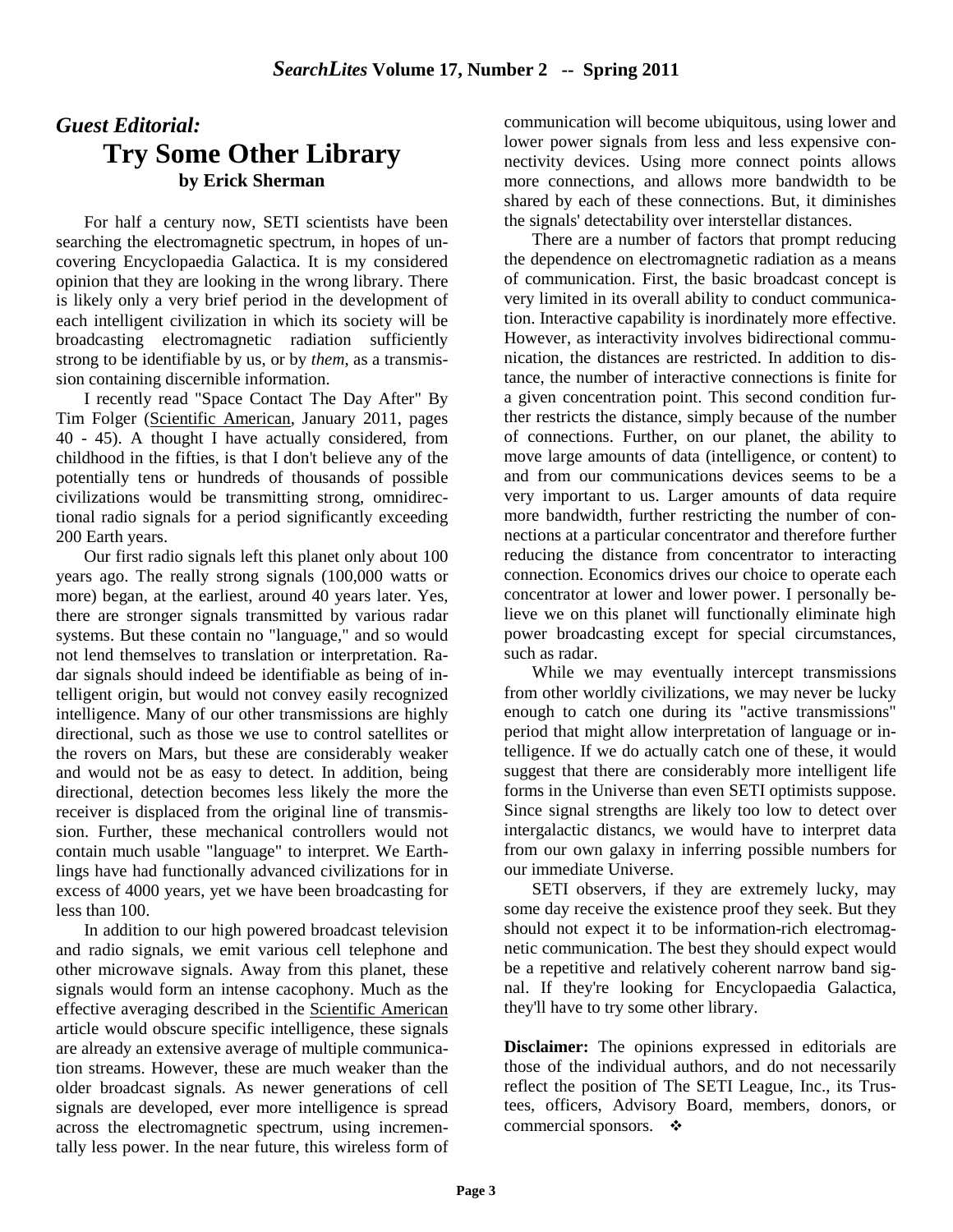## *Guest Editorial:*

# Try Some Other Library

**by Erick Sherman**

For half a century now, SETI scientists have been searching the electromagnetic spectrum, in hopes of uncovering Encyclopaedia Galactica. It is my considered opinion that they are looking in the wrong library. There is likely only a very brief period in the development of each intelligent civilization in which its society will be broadcasting electromagnetic radiation sufficiently strong to be identifiable by us, or by *them*, as a transmission containing discernible information.

I recently read "Space Contact The Day After" By Tim Folger (Scientific American, January 2011, pages 40 - 45). A thought I have actually considered, from childhood in the fifties, is that I don't believe any of the potentially tens or hundreds of thousands of possible civilizations would be transmitting strong, omnidirectional radio signals for a period significantly exceeding 200 Earth years.

Our first radio signals left this planet only about 100 years ago. The really strong signals (100,000 watts or more) began, at the earliest, around 40 years later. Yes, there are stronger signals transmitted by various radar systems. But these contain no "language," and so would not lend themselves to translation or interpretation. Radar signals should indeed be identifiable as being of intelligent origin, but would not convey easily recognized intelligence. Many of our other transmissions are highly directional, such as those we use to control satellites or the rovers on Mars, but these are considerably weaker and would not be as easy to detect. In addition, being directional, detection becomes less likely the more the receiver is displaced from the original line of transmission. Further, these mechanical controllers would not contain much usable "language" to interpret. We Earthlings have had functionally advanced civilizations for in excess of 4000 years, yet we have been broadcasting for less than 100.

In addition to our high powered broadcast television and radio signals, we emit various cell telephone and other microwave signals. Away from this planet, these signals would form an intense cacophony. Much as the effective averaging described in the Scientific American article would obscure specific intelligence, these signals are already an extensive average of multiple communication streams. However, these are much weaker than the older broadcast signals. As newer generations of cell signals are developed, ever more intelligence is spread across the electromagnetic spectrum, using incrementally less power. In the near future, this wireless form of communication will become ubiquitous, using lower and lower power signals from less and less expensive connectivity devices. Using more connect points allows more connections, and allows more bandwidth to be shared by each of these connections. But, it diminishes the signals' detectability over interstellar distances.

There are a number of factors that prompt reducing the dependence on electromagnetic radiation as a means of communication. First, the basic broadcast concept is very limited in its overall ability to conduct communication. Interactive capability is inordinately more effective. However, as interactivity involves bidirectional communication, the distances are restricted. In addition to distance, the number of interactive connections is finite for a given concentration point. This second condition further restricts the distance, simply because of the number of connections. Further, on our planet, the ability to move large amounts of data (intelligence, or content) to and from our communications devices seems to be a very important to us. Larger amounts of data require more bandwidth, further restricting the number of connections at a particular concentrator and therefore further reducing the distance from concentrator to interacting connection. Economics drives our choice to operate each concentrator at lower and lower power. I personally believe we on this planet will functionally eliminate high power broadcasting except for special circumstances, such as radar.

While we may eventually intercept transmissions from other worldly civilizations, we may never be lucky enough to catch one during its "active transmissions" period that might allow interpretation of language or intelligence. If we do actually catch one of these, it would suggest that there are considerably more intelligent life forms in the Universe than even SETI optimists suppose. Since signal strengths are likely too low to detect over intergalactic distancs, we would have to interpret data from our own galaxy in inferring possible numbers for our immediate Universe.

SETI observers, if they are extremely lucky, may some day receive the existence proof they seek. But they should not expect it to be information-rich electromagnetic communication. The best they should expect would be a repetitive and relatively coherent narrow band signal. If they're looking for Encyclopaedia Galactica, they'll have to try some other library.

**Disclaimer:** The opinions expressed in editorials are those of the individual authors, and do not necessarily reflect the position of The SETI League, Inc., its Trustees, officers, Advisory Board, members, donors, or commercial sponsors. ❖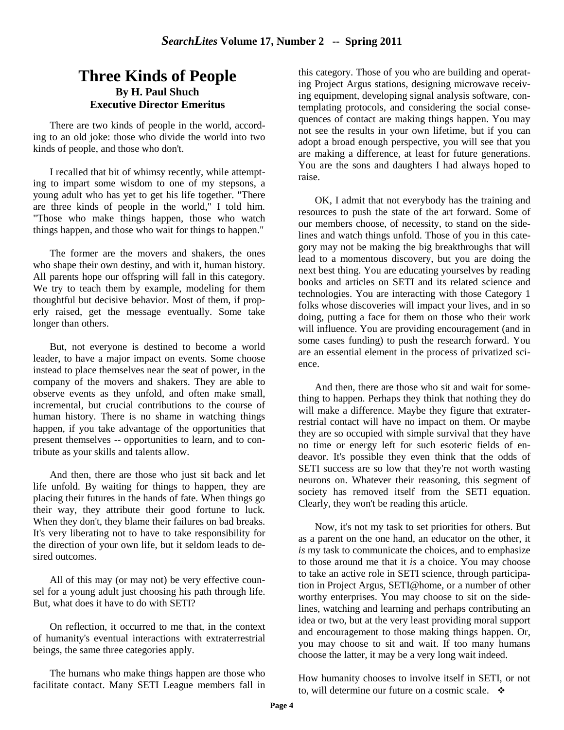# Three Kinds of People

**By H. Paul Shuch**
**Executive Director Emeritus**

There are two kinds of people in the world, according to an old joke: those who divide the world into two kinds of people, and those who don't.

I recalled that bit of whimsy recently, while attempting to impart some wisdom to one of my stepsons, a young adult who has yet to get his life together. "There are three kinds of people in the world," I told him. "Those who make things happen, those who watch things happen, and those who wait for things to happen."

The former are the movers and shakers, the ones who shape their own destiny, and with it, human history. All parents hope our offspring will fall in this category. We try to teach them by example, modeling for them thoughtful but decisive behavior. Most of them, if properly raised, get the message eventually. Some take longer than others.

But, not everyone is destined to become a world leader, to have a major impact on events. Some choose instead to place themselves near the seat of power, in the company of the movers and shakers. They are able to observe events as they unfold, and often make small, incremental, but crucial contributions to the course of human history. There is no shame in watching things happen, if you take advantage of the opportunities that present themselves -- opportunities to learn, and to contribute as your skills and talents allow.

And then, there are those who just sit back and let life unfold. By waiting for things to happen, they are placing their futures in the hands of fate. When things go their way, they attribute their good fortune to luck. When they don't, they blame their failures on bad breaks. It's very liberating not to have to take responsibility for the direction of your own life, but it seldom leads to desired outcomes.

All of this may (or may not) be very effective counsel for a young adult just choosing his path through life. But, what does it have to do with SETI?

On reflection, it occurred to me that, in the context of humanity's eventual interactions with extraterrestrial beings, the same three categories apply.

The humans who make things happen are those who facilitate contact. Many SETI League members fall in this category. Those of you who are building and operating Project Argus stations, designing microwave receiving equipment, developing signal analysis software, contemplating protocols, and considering the social consequences of contact are making things happen. You may not see the results in your own lifetime, but if you can adopt a broad enough perspective, you will see that you are making a difference, at least for future generations. You are the sons and daughters I had always hoped to raise.

OK, I admit that not everybody has the training and resources to push the state of the art forward. Some of our members choose, of necessity, to stand on the sidelines and watch things unfold. Those of you in this category may not be making the big breakthroughs that will lead to a momentous discovery, but you are doing the next best thing. You are educating yourselves by reading books and articles on SETI and its related science and technologies. You are interacting with those Category 1 folks whose discoveries will impact your lives, and in so doing, putting a face for them on those who their work will influence. You are providing encouragement (and in some cases funding) to push the research forward. You are an essential element in the process of privatized science.

And then, there are those who sit and wait for something to happen. Perhaps they think that nothing they do will make a difference. Maybe they figure that extraterrestrial contact will have no impact on them. Or maybe they are so occupied with simple survival that they have no time or energy left for such esoteric fields of endeavor. It's possible they even think that the odds of SETI success are so low that they're not worth wasting neurons on. Whatever their reasoning, this segment of society has removed itself from the SETI equation. Clearly, they won't be reading this article.

Now, it's not my task to set priorities for others. But as a parent on the one hand, an educator on the other, it *is* my task to communicate the choices, and to emphasize to those around me that it *is* a choice. You may choose to take an active role in SETI science, through participation in Project Argus, SETI@home, or a number of other worthy enterprises. You may choose to sit on the sidelines, watching and learning and perhaps contributing an idea or two, but at the very least providing moral support and encouragement to those making things happen. Or, you may choose to sit and wait. If too many humans choose the latter, it may be a very long wait indeed.

How humanity chooses to involve itself in SETI, or not to, will determine our future on a cosmic scale. ❖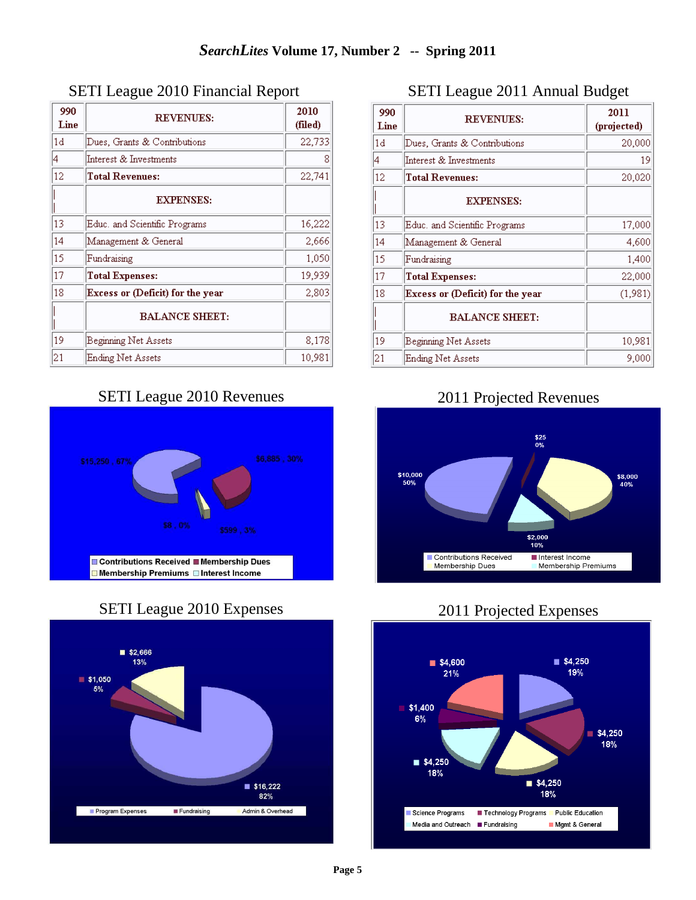## SETI League 2010 Financial Report

| 990 Line | REVENUES: | 2010 (filed) |
|---|---|---|
| 1d | Dues, Grants & Contributions | 22,733 |
| 4 | Interest & Investments | 8 |
| 12 | **Total Revenues:** | 22,741 |
| | **EXPENSES:** | |
| 13 | Educ. and Scientific Programs | 16,222 |
| 14 | Management & General | 2,666 |
| 15 | Fundraising | 1,050 |
| 17 | **Total Expenses:** | 19,939 |
| 18 | **Excess or (Deficit) for the year** | 2,803 |
| | **BALANCE SHEET:** | |
| 19 | Beginning Net Assets | 8,178 |
| 21 | Ending Net Assets | 10,981 |

## SETI League 2011 Annual Budget

| 990 Line | REVENUES: | 2011 (projected) |
|---|---|---|
| 1d | Dues, Grants & Contributions | 20,000 |
| 4 | Interest & Investments | 19 |
| 12 | **Total Revenues:** | 20,020 |
| | **EXPENSES:** | |
| 13 | Educ. and Scientific Programs | 17,000 |
| 14 | Management & General | 4,600 |
| 15 | Fundraising | 1,400 |
| 17 | **Total Expenses:** | 22,000 |
| 18 | **Excess or (Deficit) for the year** | (1,981) |
| | **BALANCE SHEET:** | |
| 19 | Beginning Net Assets | 10,981 |
| 21 | Ending Net Assets | 9,000 |

## SETI League 2010 Revenues

$15,250 , 67% — $6,885 , 30% — $8 , 0% — $599 , 3%

Contributions Received, Membership Dues, Membership Premiums, Interest Income

## 2011 Projected Revenues

$10,000 50% — $25 0% — $8,000 40% — $2,000 10%

Contributions Received, Interest Income, Membership Dues, Membership Premiums

## SETI League 2010 Expenses

$2,666 13% — $1,050 5% — $16,222 82%

Program Expenses, Fundraising, Admin & Overhead

## 2011 Projected Expenses

$4,600 21% — $4,250 19% — $1,400 6% — $4,250 18% — $4,250 18% — $4,250 18%

Science Programs, Technology Programs, Public Education, Media and Outreach, Fundraising, Mgmt & General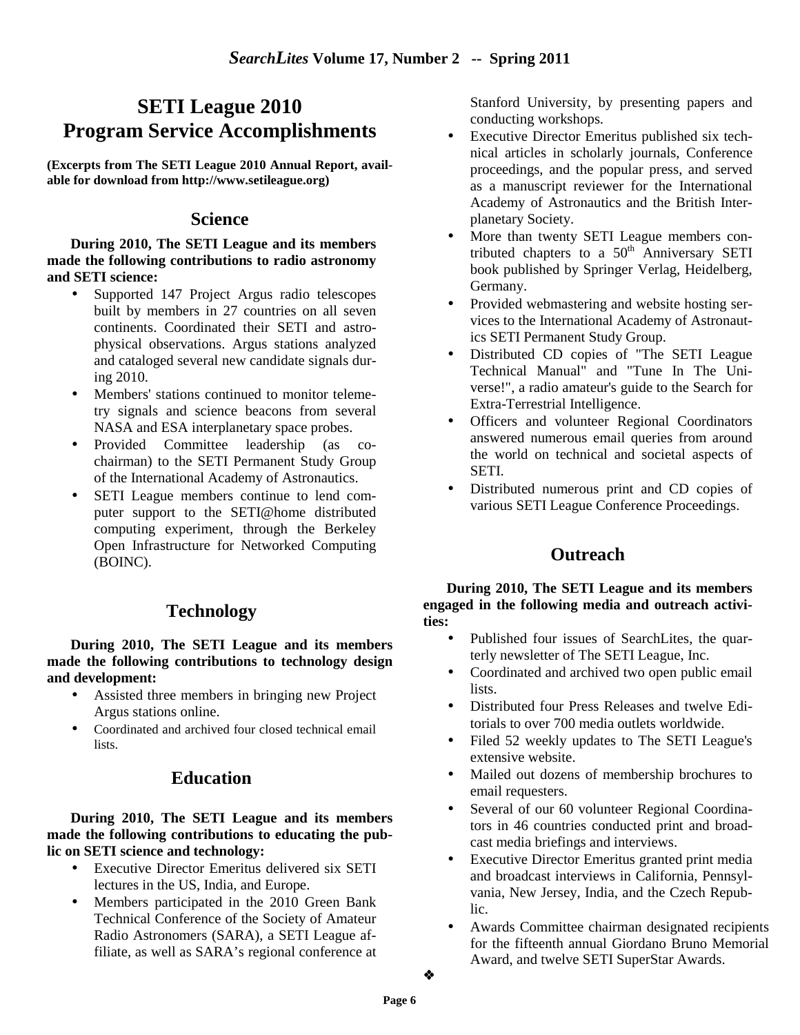# SETI League 2010 Program Service Accomplishments

**(Excerpts from The SETI League 2010 Annual Report, available for download from http://www.setileague.org)**

## Science

**During 2010, The SETI League and its members made the following contributions to radio astronomy and SETI science:**

- Supported 147 Project Argus radio telescopes built by members in 27 countries on all seven continents. Coordinated their SETI and astrophysical observations. Argus stations analyzed and cataloged several new candidate signals during 2010.
- Members' stations continued to monitor telemetry signals and science beacons from several NASA and ESA interplanetary space probes.
- Provided Committee leadership (as co-chairman) to the SETI Permanent Study Group of the International Academy of Astronautics.
- SETI League members continue to lend computer support to the SETI@home distributed computing experiment, through the Berkeley Open Infrastructure for Networked Computing (BOINC).

## Technology

**During 2010, The SETI League and its members made the following contributions to technology design and development:**

- Assisted three members in bringing new Project Argus stations online.
- Coordinated and archived four closed technical email lists.

## Education

**During 2010, The SETI League and its members made the following contributions to educating the public on SETI science and technology:**

- Executive Director Emeritus delivered six SETI lectures in the US, India, and Europe.
- Members participated in the 2010 Green Bank Technical Conference of the Society of Amateur Radio Astronomers (SARA), a SETI League affiliate, as well as SARA's regional conference at Stanford University, by presenting papers and conducting workshops.
- Executive Director Emeritus published six technical articles in scholarly journals, Conference proceedings, and the popular press, and served as a manuscript reviewer for the International Academy of Astronautics and the British Interplanetary Society.
- More than twenty SETI League members contributed chapters to a 50th Anniversary SETI book published by Springer Verlag, Heidelberg, Germany.
- Provided webmastering and website hosting services to the International Academy of Astronautics SETI Permanent Study Group.
- Distributed CD copies of "The SETI League Technical Manual" and "Tune In The Universe!", a radio amateur's guide to the Search for Extra-Terrestrial Intelligence.
- Officers and volunteer Regional Coordinators answered numerous email queries from around the world on technical and societal aspects of SETI.
- Distributed numerous print and CD copies of various SETI League Conference Proceedings.

## Outreach

**During 2010, The SETI League and its members engaged in the following media and outreach activities:**

- Published four issues of SearchLites, the quarterly newsletter of The SETI League, Inc.
- Coordinated and archived two open public email lists.
- Distributed four Press Releases and twelve Editorials to over 700 media outlets worldwide.
- Filed 52 weekly updates to The SETI League's extensive website.
- Mailed out dozens of membership brochures to email requesters.
- Several of our 60 volunteer Regional Coordinators in 46 countries conducted print and broadcast media briefings and interviews.
- Executive Director Emeritus granted print media and broadcast interviews in California, Pennsylvania, New Jersey, India, and the Czech Republic.
- Awards Committee chairman designated recipients for the fifteenth annual Giordano Bruno Memorial Award, and twelve SETI SuperStar Awards.

❖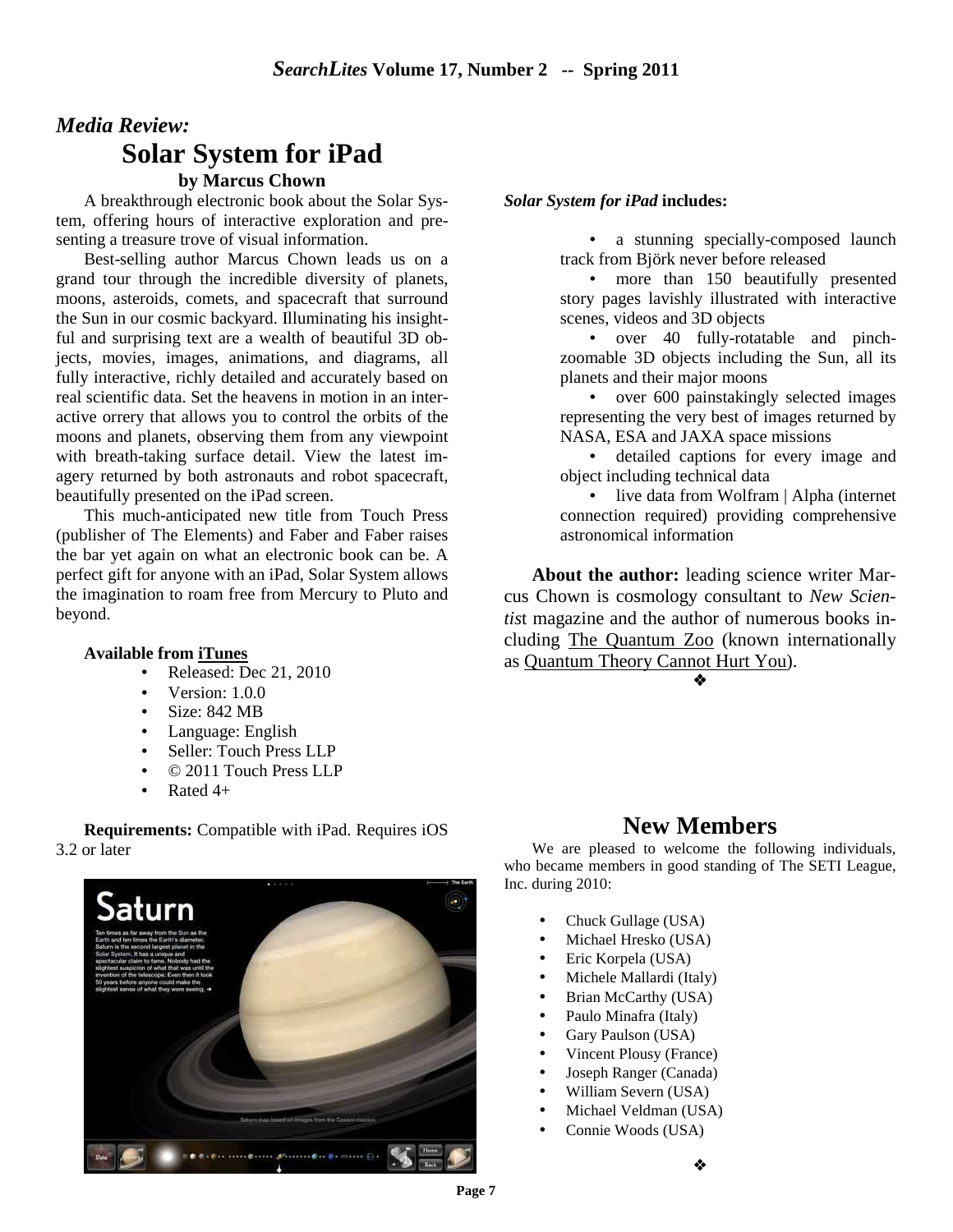## *Media Review:*

# Solar System for iPad

### by Marcus Chown

A breakthrough electronic book about the Solar System, offering hours of interactive exploration and presenting a treasure trove of visual information.

Best-selling author Marcus Chown leads us on a grand tour through the incredible diversity of planets, moons, asteroids, comets, and spacecraft that surround the Sun in our cosmic backyard. Illuminating his insightful and surprising text are a wealth of beautiful 3D objects, movies, images, animations, and diagrams, all fully interactive, richly detailed and accurately based on real scientific data. Set the heavens in motion in an interactive orrery that allows you to control the orbits of the moons and planets, observing them from any viewpoint with breath-taking surface detail. View the latest imagery returned by both astronauts and robot spacecraft, beautifully presented on the iPad screen.

This much-anticipated new title from Touch Press (publisher of The Elements) and Faber and Faber raises the bar yet again on what an electronic book can be. A perfect gift for anyone with an iPad, Solar System allows the imagination to roam free from Mercury to Pluto and beyond.

**Available from iTunes**

- Released: Dec 21, 2010
- Version: 1.0.0
- Size: 842 MB
- Language: English
- Seller: Touch Press LLP
- © 2011 Touch Press LLP
- Rated 4+

**Requirements:** Compatible with iPad. Requires iOS 3.2 or later

***Solar System for iPad* includes:**

- a stunning specially-composed launch track from Björk never before released
- more than 150 beautifully presented story pages lavishly illustrated with interactive scenes, videos and 3D objects
- over 40 fully-rotatable and pinch-zoomable 3D objects including the Sun, all its planets and their major moons
- over 600 painstakingly selected images representing the very best of images returned by NASA, ESA and JAXA space missions
- detailed captions for every image and object including technical data
- live data from Wolfram | Alpha (internet connection required) providing comprehensive astronomical information

**About the author:** leading science writer Marcus Chown is cosmology consultant to *New Scientist* magazine and the author of numerous books including The Quantum Zoo (known internationally as Quantum Theory Cannot Hurt You).

❖

## New Members

We are pleased to welcome the following individuals, who became members in good standing of The SETI League, Inc. during 2010:

- Chuck Gullage (USA)
- Michael Hresko (USA)
- Eric Korpela (USA)
- Michele Mallardi (Italy)
- Brian McCarthy (USA)
- Paulo Minafra (Italy)
- Gary Paulson (USA)
- Vincent Plousy (France)
- Joseph Ranger (Canada)
- William Severn (USA)
- Michael Veldman (USA)
- Connie Woods (USA)

❖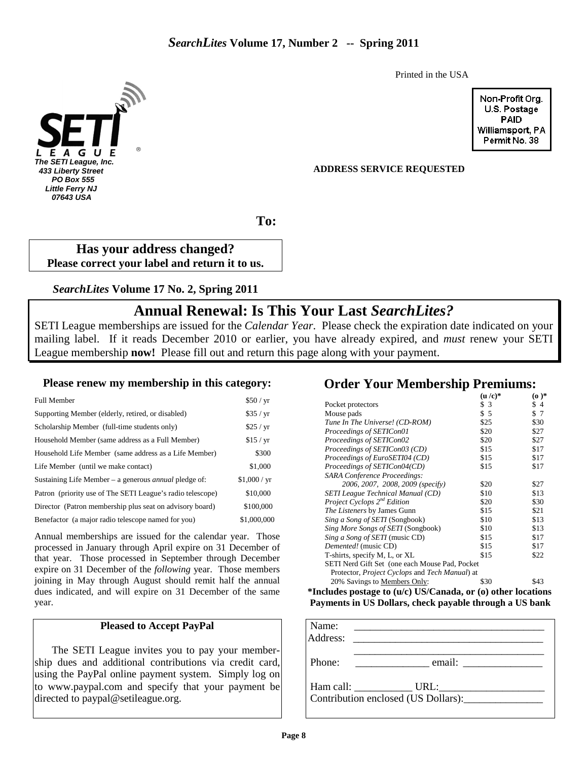*SearchLites* **Volume 17, Number 2 -- Spring 2011**

Printed in the USA

The SETI League, Inc.
433 Liberty Street
PO Box 555
Little Ferry NJ
07643 USA

Non-Profit Org.
U.S. Postage
PAID
Williamsport, PA
Permit No. 38

**ADDRESS SERVICE REQUESTED**

**To:**

**Has your address changed?**
**Please correct your label and return it to us.**

*SearchLites* **Volume 17 No. 2, Spring 2011**

# Annual Renewal: Is This Your Last *SearchLites?*

SETI League memberships are issued for the *Calendar Year*. Please check the expiration date indicated on your mailing label. If it reads December 2010 or earlier, you have already expired, and *must* renew your SETI League membership **now!** Please fill out and return this page along with your payment.

### Please renew my membership in this category:

| | |
|---|---|
| Full Member | $50 / yr |
| Supporting Member (elderly, retired, or disabled) | $35 / yr |
| Scholarship Member (full-time students only) | $25 / yr |
| Household Member (same address as a Full Member) | $15 / yr |
| Household Life Member (same address as a Life Member) | $300 |
| Life Member (until we make contact) | $1,000 |
| Sustaining Life Member – a generous *annual* pledge of: | $1,000 / yr |
| Patron (priority use of The SETI League's radio telescope) | $10,000 |
| Director (Patron membership plus seat on advisory board) | $100,000 |
| Benefactor (a major radio telescope named for you) | $1,000,000 |

Annual memberships are issued for the calendar year. Those processed in January through April expire on 31 December of that year. Those processed in September through December expire on 31 December of the *following* year. Those members joining in May through August should remit half the annual dues indicated, and will expire on 31 December of the same year.

### Pleased to Accept PayPal

The SETI League invites you to pay your membership dues and additional contributions via credit card, using the PayPal online payment system. Simply log on to www.paypal.com and specify that your payment be directed to paypal@setileague.org.

## Order Your Membership Premiums:

| | (u /c)* | (o )* |
|---|---|---|
| Pocket protectors | $ 3 | $ 4 |
| Mouse pads | $ 5 | $ 7 |
| *Tune In The Universe! (CD-ROM)* | $25 | $30 |
| *Proceedings of SETICon01* | $20 | $27 |
| *Proceedings of SETICon02* | $20 | $27 |
| *Proceedings of SETICon03 (CD)* | $15 | $17 |
| *Proceedings of EuroSETI04 (CD)* | $15 | $17 |
| *Proceedings of SETICon04(CD)* | $15 | $17 |
| *SARA Conference Proceedings: 2006, 2007, 2008, 2009 (specify)* | $20 | $27 |
| *SETI League Technical Manual (CD)* | $10 | $13 |
| *Project Cyclops 2nd Edition* | $20 | $30 |
| *The Listeners* by James Gunn | $15 | $21 |
| *Sing a Song of SETI* (Songbook) | $10 | $13 |
| *Sing More Songs of SETI* (Songbook) | $10 | $13 |
| *Sing a Song of SETI* (music CD) | $15 | $17 |
| *Demented!* (music CD) | $15 | $17 |
| T-shirts, specify M, L, or XL | $15 | $22 |
| SETI Nerd Gift Set (one each Mouse Pad, Pocket Protector, *Project Cyclops* and *Tech Manual*) at 20% Savings to Members Only: | $30 | $43 |

**\*Includes postage to (u/c) US/Canada, or (o) other locations**
**Payments in US Dollars, check payable through a US bank**

Name: ____________________________________
Address: ____________________________________
____________________________________
Phone: ______________ email: _______________

Ham call: ___________ URL:____________________
Contribution enclosed (US Dollars):_______________